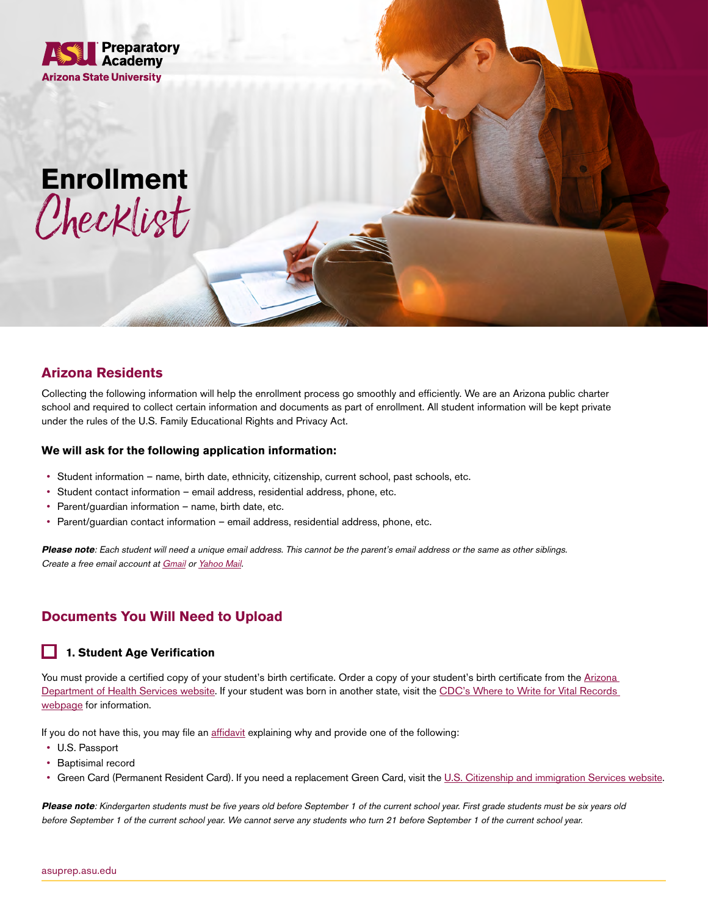ASU Preparatory Academy
Arizona State University

# Enrollment Checklist

## Arizona Residents

Collecting the following information will help the enrollment process go smoothly and efficiently. We are an Arizona public charter school and required to collect certain information and documents as part of enrollment. All student information will be kept private under the rules of the U.S. Family Educational Rights and Privacy Act.

### We will ask for the following application information:

- Student information – name, birth date, ethnicity, citizenship, current school, past schools, etc.
- Student contact information – email address, residential address, phone, etc.
- Parent/guardian information – name, birth date, etc.
- Parent/guardian contact information – email address, residential address, phone, etc.

***Please note****: Each student will need a unique email address. This cannot be the parent's email address or the same as other siblings. Create a free email account at Gmail or Yahoo Mail.*

## Documents You Will Need to Upload

### ☐ 1. Student Age Verification

You must provide a certified copy of your student's birth certificate. Order a copy of your student's birth certificate from the Arizona Department of Health Services website. If your student was born in another state, visit the CDC's Where to Write for Vital Records webpage for information.

If you do not have this, you may file an affidavit explaining why and provide one of the following:

- U.S. Passport
- Baptisimal record
- Green Card (Permanent Resident Card). If you need a replacement Green Card, visit the U.S. Citizenship and immigration Services website.

***Please note****: Kindergarten students must be five years old before September 1 of the current school year. First grade students must be six years old before September 1 of the current school year. We cannot serve any students who turn 21 before September 1 of the current school year.*

asuprep.asu.edu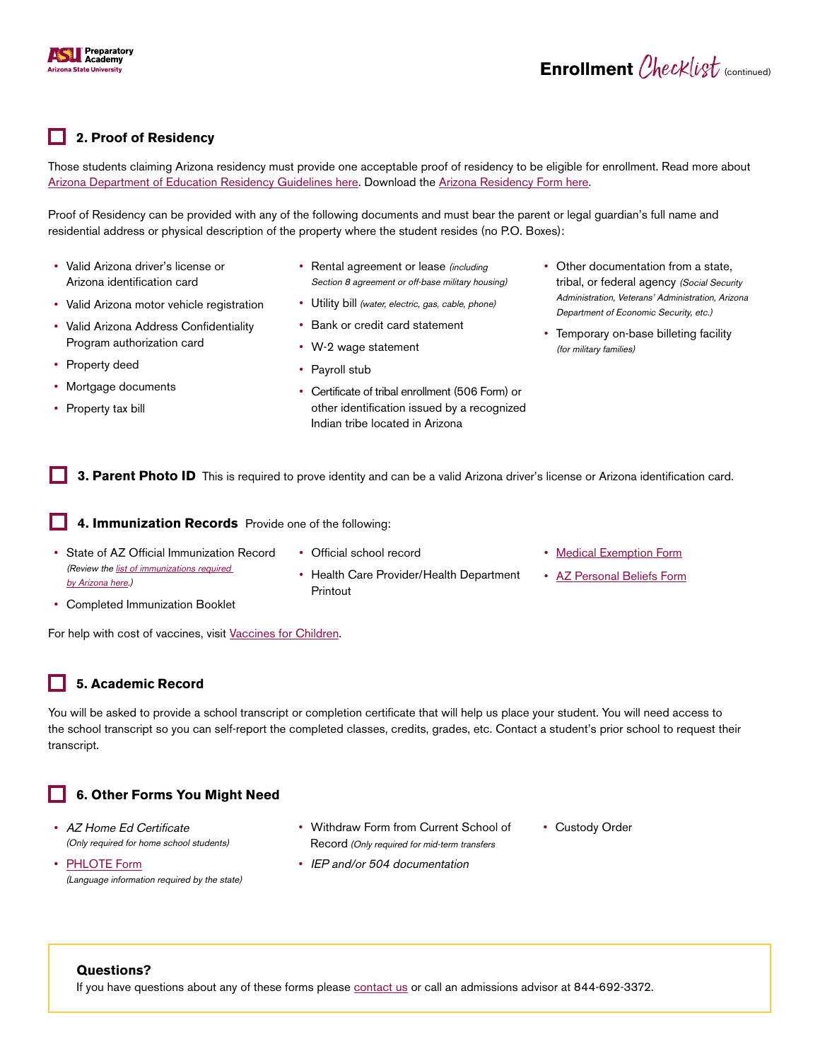# Enrollment Checklist (continued)

## 2. Proof of Residency

Those students claiming Arizona residency must provide one acceptable proof of residency to be eligible for enrollment. Read more about Arizona Department of Education Residency Guidelines here. Download the Arizona Residency Form here.

Proof of Residency can be provided with any of the following documents and must bear the parent or legal guardian's full name and residential address or physical description of the property where the student resides (no P.O. Boxes):

- Valid Arizona driver's license or Arizona identification card
- Valid Arizona motor vehicle registration
- Valid Arizona Address Confidentiality Program authorization card
- Property deed
- Mortgage documents
- Property tax bill
- Rental agreement or lease *(including Section 8 agreement or off-base military housing)*
- Utility bill *(water, electric, gas, cable, phone)*
- Bank or credit card statement
- W-2 wage statement
- Payroll stub
- Certificate of tribal enrollment (506 Form) or other identification issued by a recognized Indian tribe located in Arizona
- Other documentation from a state, tribal, or federal agency *(Social Security Administration, Veterans' Administration, Arizona Department of Economic Security, etc.)*
- Temporary on-base billeting facility *(for military families)*

## 3. Parent Photo ID

This is required to prove identity and can be a valid Arizona driver's license or Arizona identification card.

## 4. Immunization Records

Provide one of the following:

- State of AZ Official Immunization Record *(Review the list of immunizations required by Arizona here.)*
- Completed Immunization Booklet
- Official school record
- Health Care Provider/Health Department Printout
- Medical Exemption Form
- AZ Personal Beliefs Form

For help with cost of vaccines, visit Vaccines for Children.

## 5. Academic Record

You will be asked to provide a school transcript or completion certificate that will help us place your student. You will need access to the school transcript so you can self-report the completed classes, credits, grades, etc. Contact a student's prior school to request their transcript.

## 6. Other Forms You Might Need

- *AZ Home Ed Certificate* *(Only required for home school students)*
- PHLOTE Form *(Language information required by the state)*
- Withdraw Form from Current School of Record *(Only required for mid-term transfers)*
- *IEP and/or 504 documentation*
- Custody Order

**Questions?**

If you have questions about any of these forms please contact us or call an admissions advisor at 844-692-3372.